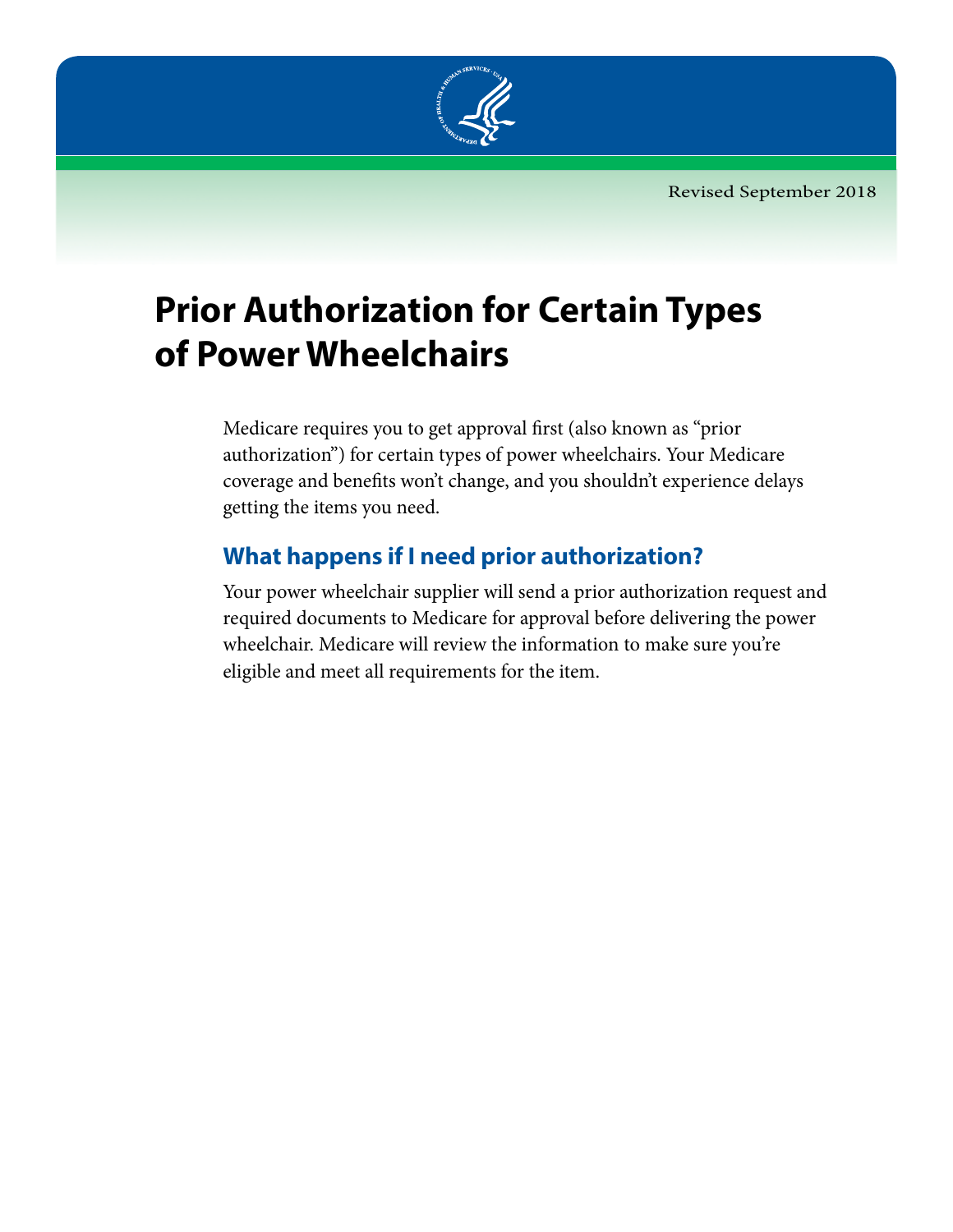Revised September 2018

# Prior Authorization for Certain Types of Power Wheelchairs

Medicare requires you to get approval first (also known as "prior authorization") for certain types of power wheelchairs. Your Medicare coverage and benefits won't change, and you shouldn't experience delays getting the items you need.

## What happens if I need prior authorization?

Your power wheelchair supplier will send a prior authorization request and required documents to Medicare for approval before delivering the power wheelchair. Medicare will review the information to make sure you're eligible and meet all requirements for the item.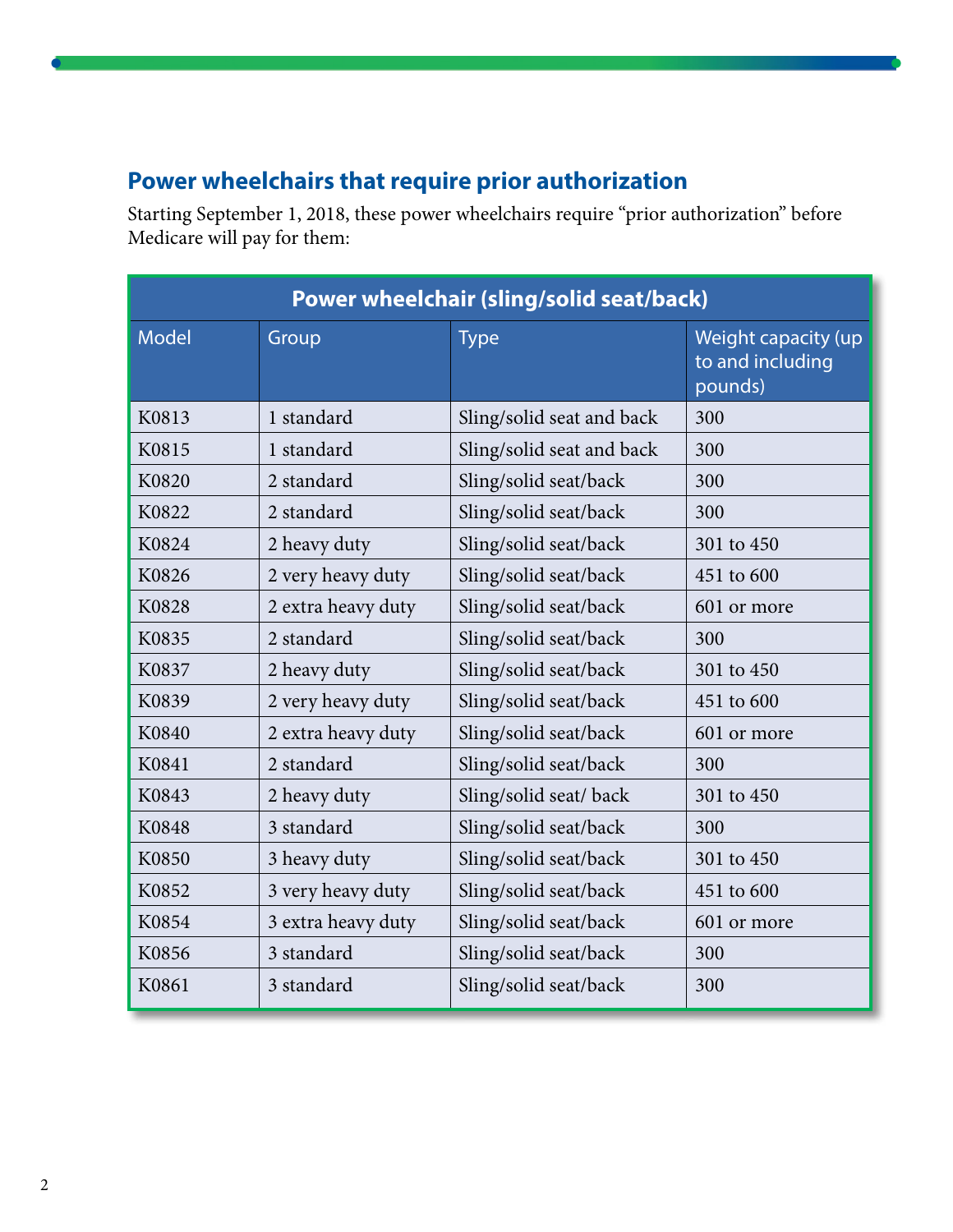## Power wheelchairs that require prior authorization

Starting September 1, 2018, these power wheelchairs require "prior authorization" before Medicare will pay for them:

| Power wheelchair (sling/solid seat/back) | | | |
|---|---|---|---|
| Model | Group | Type | Weight capacity (up to and including pounds) |
| K0813 | 1 standard | Sling/solid seat and back | 300 |
| K0815 | 1 standard | Sling/solid seat and back | 300 |
| K0820 | 2 standard | Sling/solid seat/back | 300 |
| K0822 | 2 standard | Sling/solid seat/back | 300 |
| K0824 | 2 heavy duty | Sling/solid seat/back | 301 to 450 |
| K0826 | 2 very heavy duty | Sling/solid seat/back | 451 to 600 |
| K0828 | 2 extra heavy duty | Sling/solid seat/back | 601 or more |
| K0835 | 2 standard | Sling/solid seat/back | 300 |
| K0837 | 2 heavy duty | Sling/solid seat/back | 301 to 450 |
| K0839 | 2 very heavy duty | Sling/solid seat/back | 451 to 600 |
| K0840 | 2 extra heavy duty | Sling/solid seat/back | 601 or more |
| K0841 | 2 standard | Sling/solid seat/back | 300 |
| K0843 | 2 heavy duty | Sling/solid seat/ back | 301 to 450 |
| K0848 | 3 standard | Sling/solid seat/back | 300 |
| K0850 | 3 heavy duty | Sling/solid seat/back | 301 to 450 |
| K0852 | 3 very heavy duty | Sling/solid seat/back | 451 to 600 |
| K0854 | 3 extra heavy duty | Sling/solid seat/back | 601 or more |
| K0856 | 3 standard | Sling/solid seat/back | 300 |
| K0861 | 3 standard | Sling/solid seat/back | 300 |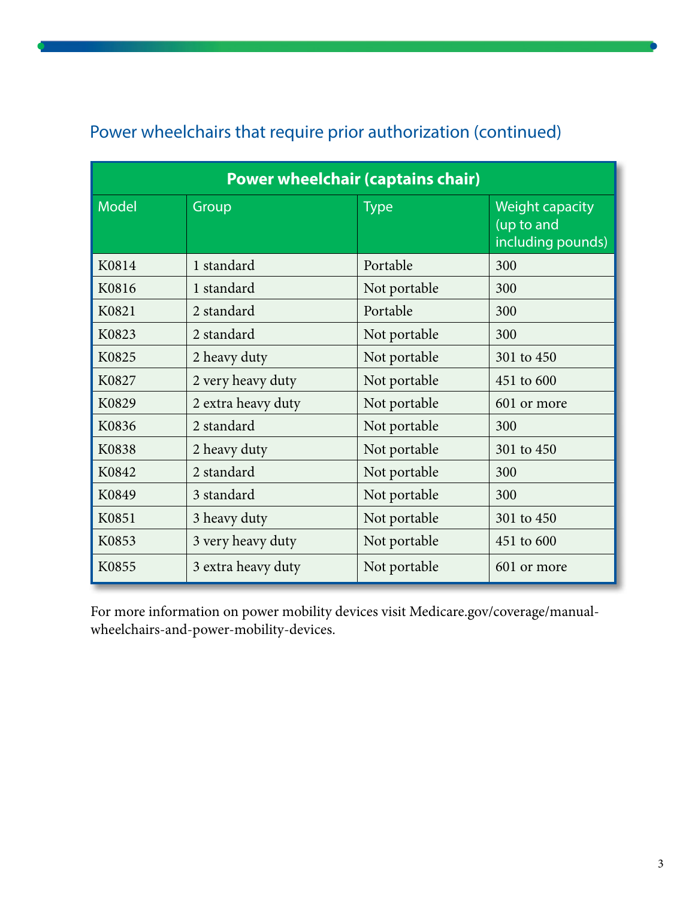## Power wheelchairs that require prior authorization (continued)

| Power wheelchair (captains chair) | | | |
|---|---|---|---|
| Model | Group | Type | Weight capacity (up to and including pounds) |
| K0814 | 1 standard | Portable | 300 |
| K0816 | 1 standard | Not portable | 300 |
| K0821 | 2 standard | Portable | 300 |
| K0823 | 2 standard | Not portable | 300 |
| K0825 | 2 heavy duty | Not portable | 301 to 450 |
| K0827 | 2 very heavy duty | Not portable | 451 to 600 |
| K0829 | 2 extra heavy duty | Not portable | 601 or more |
| K0836 | 2 standard | Not portable | 300 |
| K0838 | 2 heavy duty | Not portable | 301 to 450 |
| K0842 | 2 standard | Not portable | 300 |
| K0849 | 3 standard | Not portable | 300 |
| K0851 | 3 heavy duty | Not portable | 301 to 450 |
| K0853 | 3 very heavy duty | Not portable | 451 to 600 |
| K0855 | 3 extra heavy duty | Not portable | 601 or more |

For more information on power mobility devices visit Medicare.gov/coverage/manual-wheelchairs-and-power-mobility-devices.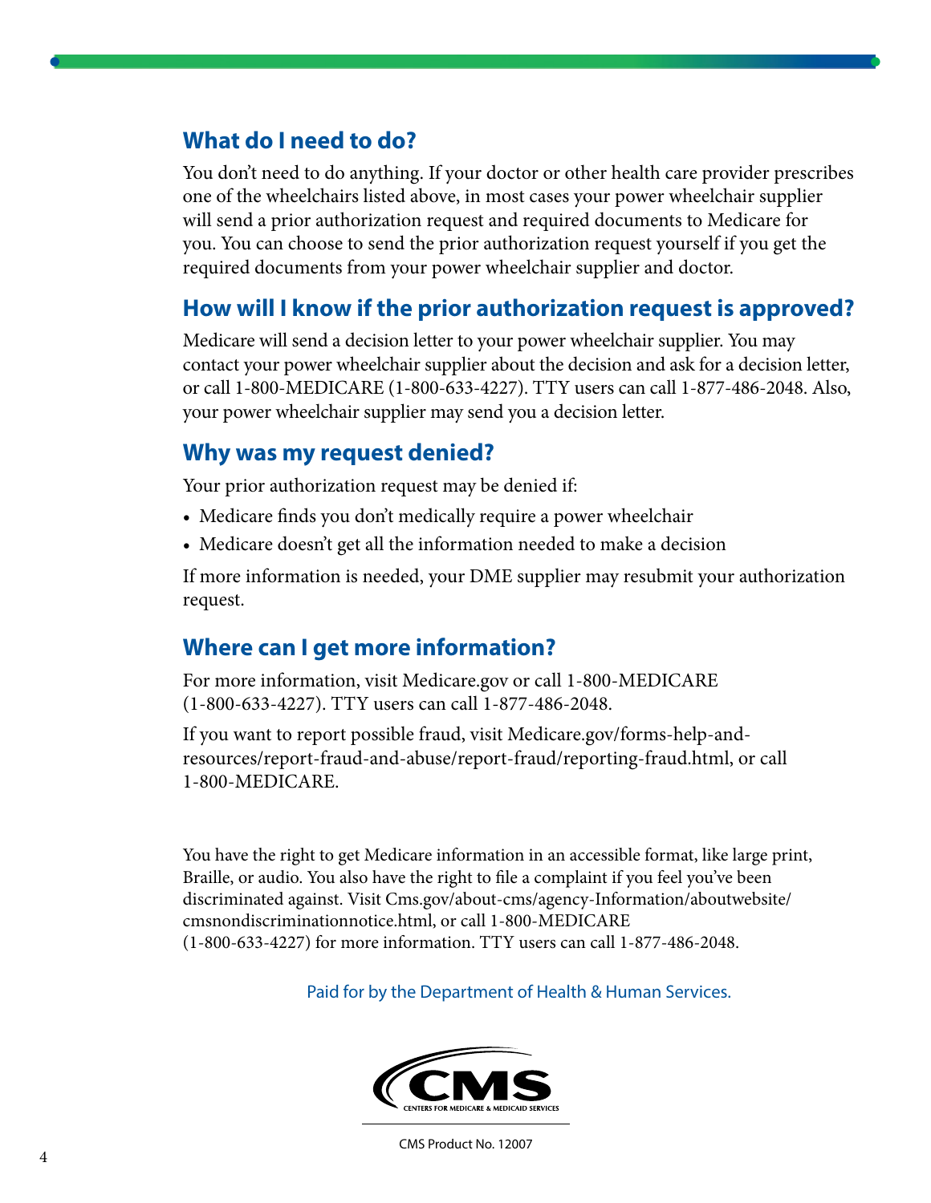## What do I need to do?

You don't need to do anything. If your doctor or other health care provider prescribes one of the wheelchairs listed above, in most cases your power wheelchair supplier will send a prior authorization request and required documents to Medicare for you. You can choose to send the prior authorization request yourself if you get the required documents from your power wheelchair supplier and doctor.

## How will I know if the prior authorization request is approved?

Medicare will send a decision letter to your power wheelchair supplier. You may contact your power wheelchair supplier about the decision and ask for a decision letter, or call 1-800-MEDICARE (1-800-633-4227). TTY users can call 1-877-486-2048. Also, your power wheelchair supplier may send you a decision letter.

## Why was my request denied?

Your prior authorization request may be denied if:

- Medicare finds you don't medically require a power wheelchair
- Medicare doesn't get all the information needed to make a decision

If more information is needed, your DME supplier may resubmit your authorization request.

## Where can I get more information?

For more information, visit Medicare.gov or call 1-800-MEDICARE (1-800-633-4227). TTY users can call 1-877-486-2048.

If you want to report possible fraud, visit Medicare.gov/forms-help-and-resources/report-fraud-and-abuse/report-fraud/reporting-fraud.html, or call 1-800-MEDICARE.

You have the right to get Medicare information in an accessible format, like large print, Braille, or audio. You also have the right to file a complaint if you feel you've been discriminated against. Visit Cms.gov/about-cms/agency-Information/aboutwebsite/cmsnondiscriminationnotice.html, or call 1-800-MEDICARE (1-800-633-4227) for more information. TTY users can call 1-877-486-2048.

Paid for by the Department of Health & Human Services.

CMS

CENTERS FOR MEDICARE & MEDICAID SERVICES

CMS Product No. 12007